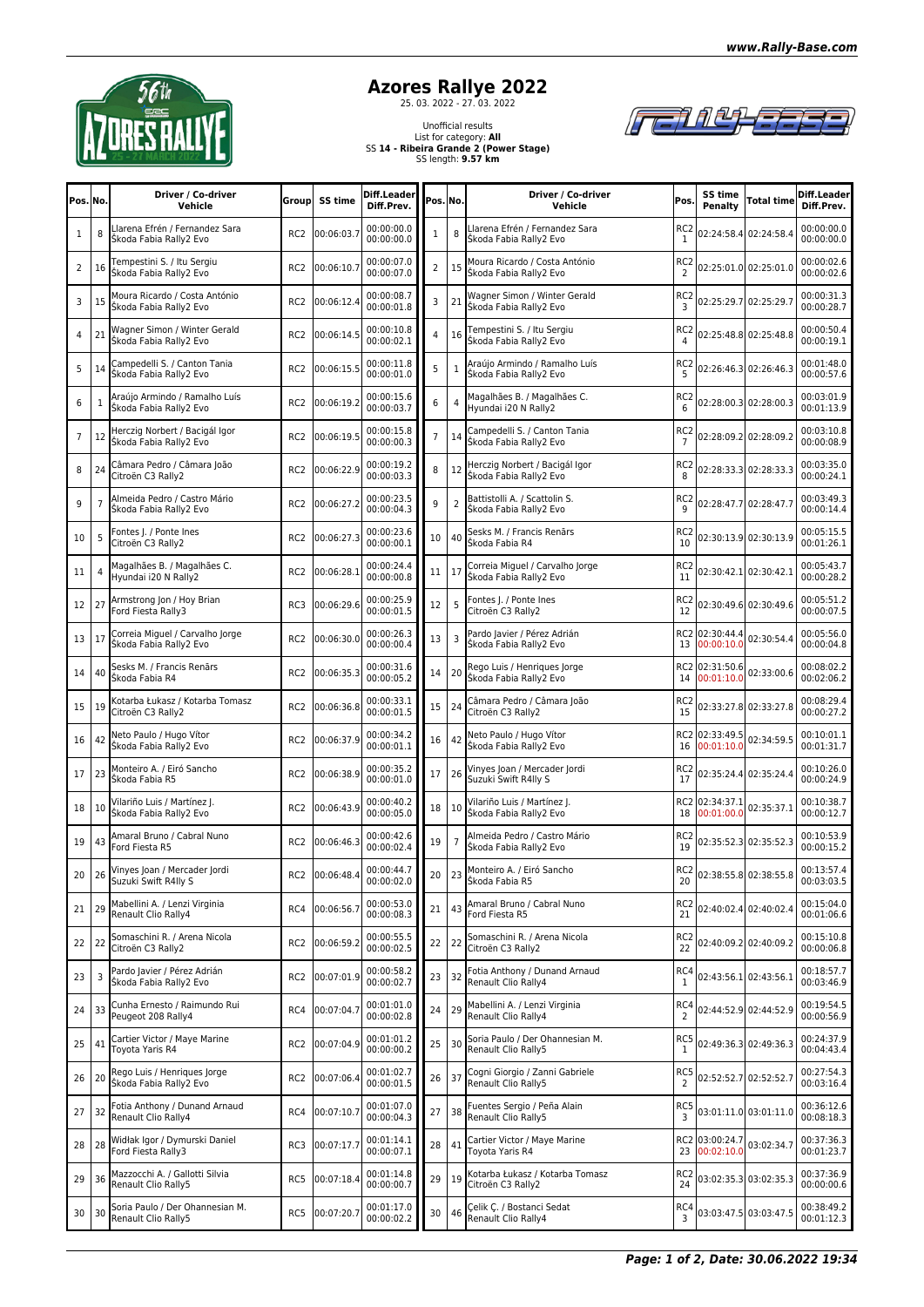# Azores Rallye 2022

25. 03. 2022 - 27. 03. 2022

Unofficial results
List for category: **All**
SS **14 - Ribeira Grande 2 (Power Stage)**
SS length: **9.57 km**

| Pos. | No. | Driver / Co-driver Vehicle | Group | SS time | Diff.Leader Diff.Prev. |
|---|---|---|---|---|---|
| 1 | 8 | Llarena Efrén / Fernandez Sara Škoda Fabia Rally2 Evo | RC2 | 00:06:03.7 | 00:00:00.0 00:00:00.0 |
| 2 | 16 | Tempestini S. / Itu Sergiu Škoda Fabia Rally2 Evo | RC2 | 00:06:10.7 | 00:00:07.0 00:00:07.0 |
| 3 | 15 | Moura Ricardo / Costa António Škoda Fabia Rally2 Evo | RC2 | 00:06:12.4 | 00:00:08.7 00:00:01.8 |
| 4 | 21 | Wagner Simon / Winter Gerald Škoda Fabia Rally2 Evo | RC2 | 00:06:14.5 | 00:00:10.8 00:00:02.1 |
| 5 | 14 | Campedelli S. / Canton Tania Škoda Fabia Rally2 Evo | RC2 | 00:06:15.5 | 00:00:11.8 00:00:01.0 |
| 6 | 1 | Araújo Armindo / Ramalho Luís Škoda Fabia Rally2 Evo | RC2 | 00:06:19.2 | 00:00:15.6 00:00:03.7 |
| 7 | 12 | Herczig Norbert / Bacigál Igor Škoda Fabia Rally2 Evo | RC2 | 00:06:19.5 | 00:00:15.8 00:00:00.3 |
| 8 | 24 | Câmara Pedro / Câmara João Citroën C3 Rally2 | RC2 | 00:06:22.9 | 00:00:19.2 00:00:03.3 |
| 9 | 7 | Almeida Pedro / Castro Mário Škoda Fabia Rally2 Evo | RC2 | 00:06:27.2 | 00:00:23.5 00:00:04.3 |
| 10 | 5 | Fontes J. / Ponte Ines Citroën C3 Rally2 | RC2 | 00:06:27.3 | 00:00:23.6 00:00:00.1 |
| 11 | 4 | Magalhães B. / Magalhães C. Hyundai i20 N Rally2 | RC2 | 00:06:28.1 | 00:00:24.4 00:00:00.8 |
| 12 | 27 | Armstrong Jon / Hoy Brian Ford Fiesta Rally3 | RC3 | 00:06:29.6 | 00:00:25.9 00:00:01.5 |
| 13 | 17 | Correia Miguel / Carvalho Jorge Škoda Fabia Rally2 Evo | RC2 | 00:06:30.0 | 00:00:26.3 00:00:00.4 |
| 14 | 40 | Sesks M. / Francis Renārs Škoda Fabia R4 | RC2 | 00:06:35.3 | 00:00:31.6 00:00:05.2 |
| 15 | 19 | Kotarba Łukasz / Kotarba Tomasz Citroën C3 Rally2 | RC2 | 00:06:36.8 | 00:00:33.1 00:00:01.5 |
| 16 | 42 | Neto Paulo / Hugo Vítor Škoda Fabia Rally2 Evo | RC2 | 00:06:37.9 | 00:00:34.2 00:00:01.1 |
| 17 | 23 | Monteiro A. / Eiró Sancho Škoda Fabia R5 | RC2 | 00:06:38.9 | 00:00:35.2 00:00:01.0 |
| 18 | 10 | Vilariño Luis / Martínez J. Škoda Fabia Rally2 Evo | RC2 | 00:06:43.9 | 00:00:40.2 00:00:05.0 |
| 19 | 43 | Amaral Bruno / Cabral Nuno Ford Fiesta R5 | RC2 | 00:06:46.3 | 00:00:42.6 00:00:02.4 |
| 20 | 26 | Vinyes Joan / Mercader Jordi Suzuki Swift R4lly S | RC2 | 00:06:48.4 | 00:00:44.7 00:00:02.0 |
| 21 | 29 | Mabellini A. / Lenzi Virginia Renault Clio Rally4 | RC4 | 00:06:56.7 | 00:00:53.0 00:00:08.3 |
| 22 | 22 | Somaschini R. / Arena Nicola Citroën C3 Rally2 | RC2 | 00:06:59.2 | 00:00:55.5 00:00:02.5 |
| 23 | 3 | Pardo Javier / Pérez Adrián Škoda Fabia Rally2 Evo | RC2 | 00:07:01.9 | 00:00:58.2 00:00:02.7 |
| 24 | 33 | Cunha Ernesto / Raimundo Rui Peugeot 208 Rally4 | RC4 | 00:07:04.7 | 00:01:01.0 00:00:02.8 |
| 25 | 41 | Cartier Victor / Maye Marine Toyota Yaris R4 | RC2 | 00:07:04.9 | 00:01:01.2 00:00:00.2 |
| 26 | 20 | Rego Luis / Henriques Jorge Škoda Fabia Rally2 Evo | RC2 | 00:07:06.4 | 00:01:02.7 00:00:01.5 |
| 27 | 32 | Fotia Anthony / Dunand Arnaud Renault Clio Rally4 | RC4 | 00:07:10.7 | 00:01:07.0 00:00:04.3 |
| 28 | 28 | Widłak Igor / Dymurski Daniel Ford Fiesta Rally3 | RC3 | 00:07:17.7 | 00:01:14.1 00:00:07.1 |
| 29 | 36 | Mazzocchi A. / Gallotti Silvia Renault Clio Rally5 | RC5 | 00:07:18.4 | 00:01:14.8 00:00:00.7 |
| 30 | 30 | Soria Paulo / Der Ohannesian M. Renault Clio Rally5 | RC5 | 00:07:20.7 | 00:01:17.0 00:00:02.2 |

| Pos. | No. | Driver / Co-driver Vehicle | Pos. | SS time Penalty | Total time | Diff.Leader Diff.Prev. |
|---|---|---|---|---|---|---|
| 1 | 8 | Llarena Efrén / Fernandez Sara Škoda Fabia Rally2 Evo | RC2 1 | 02:24:58.4 | 02:24:58.4 | 00:00:00.0 00:00:00.0 |
| 2 | 15 | Moura Ricardo / Costa António Škoda Fabia Rally2 Evo | RC2 2 | 02:25:01.0 | 02:25:01.0 | 00:00:02.6 00:00:02.6 |
| 3 | 21 | Wagner Simon / Winter Gerald Škoda Fabia Rally2 Evo | RC2 3 | 02:25:29.7 | 02:25:29.7 | 00:00:31.3 00:00:28.7 |
| 4 | 16 | Tempestini S. / Itu Sergiu Škoda Fabia Rally2 Evo | RC2 4 | 02:25:48.8 | 02:25:48.8 | 00:00:50.4 00:00:19.1 |
| 5 | 1 | Araújo Armindo / Ramalho Luís Škoda Fabia Rally2 Evo | RC2 5 | 02:26:46.3 | 02:26:46.3 | 00:01:48.0 00:00:57.6 |
| 6 | 4 | Magalhães B. / Magalhães C. Hyundai i20 N Rally2 | RC2 6 | 02:28:00.3 | 02:28:00.3 | 00:03:01.9 00:01:13.9 |
| 7 | 14 | Campedelli S. / Canton Tania Škoda Fabia Rally2 Evo | RC2 7 | 02:28:09.2 | 02:28:09.2 | 00:03:10.8 00:00:08.9 |
| 8 | 12 | Herczig Norbert / Bacigál Igor Škoda Fabia Rally2 Evo | RC2 8 | 02:28:33.3 | 02:28:33.3 | 00:03:35.0 00:00:24.1 |
| 9 | 2 | Battistolli A. / Scattolin S. Škoda Fabia Rally2 Evo | RC2 9 | 02:28:47.7 | 02:28:47.7 | 00:03:49.3 00:00:14.4 |
| 10 | 40 | Sesks M. / Francis Renārs Škoda Fabia R4 | RC2 10 | 02:30:13.9 | 02:30:13.9 | 00:05:15.5 00:01:26.1 |
| 11 | 17 | Correia Miguel / Carvalho Jorge Škoda Fabia Rally2 Evo | RC2 11 | 02:30:42.1 | 02:30:42.1 | 00:05:43.7 00:00:28.2 |
| 12 | 5 | Fontes J. / Ponte Ines Citroën C3 Rally2 | RC2 12 | 02:30:49.6 | 02:30:49.6 | 00:05:51.2 00:00:07.5 |
| 13 | 3 | Pardo Javier / Pérez Adrián Škoda Fabia Rally2 Evo | RC2 13 | 02:30:44.4 00:00:10.0 | 02:30:54.4 | 00:05:56.0 00:00:04.8 |
| 14 | 20 | Rego Luis / Henriques Jorge Škoda Fabia Rally2 Evo | RC2 14 | 02:31:50.6 00:01:10.0 | 02:33:00.6 | 00:08:02.2 00:02:06.2 |
| 15 | 24 | Câmara Pedro / Câmara João Citroën C3 Rally2 | RC2 15 | 02:33:27.8 | 02:33:27.8 | 00:08:29.4 00:00:27.2 |
| 16 | 42 | Neto Paulo / Hugo Vítor Škoda Fabia Rally2 Evo | RC2 16 | 02:33:49.5 00:01:10.0 | 02:34:59.5 | 00:10:01.1 00:01:31.7 |
| 17 | 26 | Vinyes Joan / Mercader Jordi Suzuki Swift R4lly S | RC2 17 | 02:35:24.4 | 02:35:24.4 | 00:10:26.0 00:00:24.9 |
| 18 | 10 | Vilariño Luis / Martínez J. Škoda Fabia Rally2 Evo | RC2 18 | 02:34:37.1 00:01:00.0 | 02:35:37.1 | 00:10:38.7 00:00:12.7 |
| 19 | 7 | Almeida Pedro / Castro Mário Škoda Fabia Rally2 Evo | RC2 19 | 02:35:52.3 | 02:35:52.3 | 00:10:53.9 00:00:15.2 |
| 20 | 23 | Monteiro A. / Eiró Sancho Škoda Fabia R5 | RC2 20 | 02:38:55.8 | 02:38:55.8 | 00:13:57.4 00:03:03.5 |
| 21 | 43 | Amaral Bruno / Cabral Nuno Ford Fiesta R5 | RC2 21 | 02:40:02.4 | 02:40:02.4 | 00:15:04.0 00:01:06.6 |
| 22 | 22 | Somaschini R. / Arena Nicola Citroën C3 Rally2 | RC2 22 | 02:40:09.2 | 02:40:09.2 | 00:15:10.8 00:00:06.8 |
| 23 | 32 | Fotia Anthony / Dunand Arnaud Renault Clio Rally4 | RC4 1 | 02:43:56.1 | 02:43:56.1 | 00:18:57.7 00:03:46.9 |
| 24 | 29 | Mabellini A. / Lenzi Virginia Renault Clio Rally4 | RC4 2 | 02:44:52.9 | 02:44:52.9 | 00:19:54.5 00:00:56.9 |
| 25 | 30 | Soria Paulo / Der Ohannesian M. Renault Clio Rally5 | RC5 1 | 02:49:36.3 | 02:49:36.3 | 00:24:37.9 00:04:43.4 |
| 26 | 37 | Cogni Giorgio / Zanni Gabriele Renault Clio Rally5 | RC5 2 | 02:52:52.7 | 02:52:52.7 | 00:27:54.3 00:03:16.4 |
| 27 | 38 | Fuentes Sergio / Peña Alain Renault Clio Rally5 | RC5 3 | 03:01:11.0 | 03:01:11.0 | 00:36:12.6 00:08:18.3 |
| 28 | 41 | Cartier Victor / Maye Marine Toyota Yaris R4 | RC2 23 | 03:00:24.7 00:02:10.0 | 03:02:34.7 | 00:37:36.3 00:01:23.7 |
| 29 | 19 | Kotarba Łukasz / Kotarba Tomasz Citroën C3 Rally2 | RC2 24 | 03:02:35.3 | 03:02:35.3 | 00:37:36.9 00:00:00.6 |
| 30 | 46 | Çelik Ç. / Bostanci Sedat Renault Clio Rally4 | RC4 3 | 03:03:47.5 | 03:03:47.5 | 00:38:49.2 00:01:12.3 |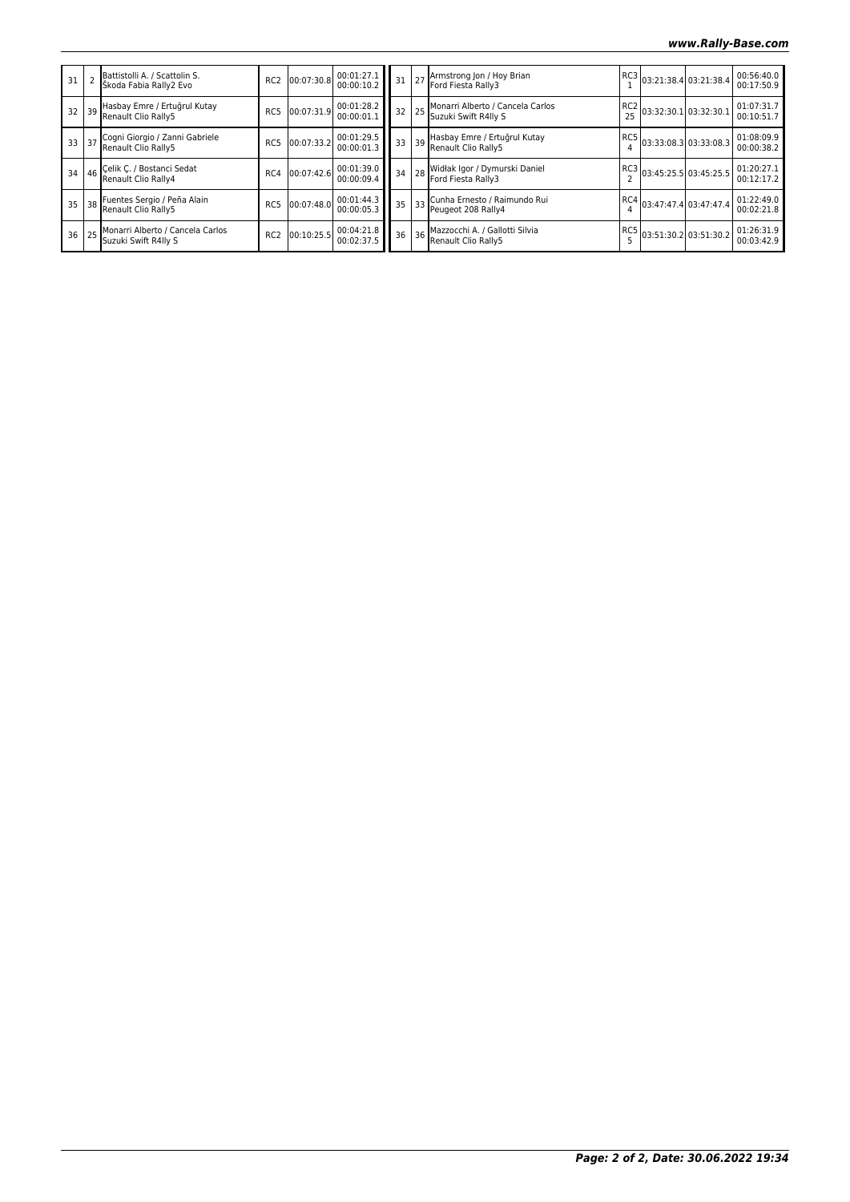| | | | | | | | | | | | | | |
|---|---|---|---|---|---|---|---|---|---|---|---|---|---|
| 31 | 2 | Battistolli A. / Scattolin S.<br>Škoda Fabia Rally2 Evo | RC2 | 00:07:30.8 | 00:01:27.1<br>00:00:10.2 | 31 | 27 | Armstrong Jon / Hoy Brian<br>Ford Fiesta Rally3 | RC3<br>1 | 03:21:38.4 | 03:21:38.4 | 00:56:40.0<br>00:17:50.9 |
| 32 | 39 | Hasbay Emre / Ertuğrul Kutay<br>Renault Clio Rally5 | RC5 | 00:07:31.9 | 00:01:28.2<br>00:00:01.1 | 32 | 25 | Monarri Alberto / Cancela Carlos<br>Suzuki Swift R4lly S | RC2<br>25 | 03:32:30.1 | 03:32:30.1 | 01:07:31.7<br>00:10:51.7 |
| 33 | 37 | Cogni Giorgio / Zanni Gabriele<br>Renault Clio Rally5 | RC5 | 00:07:33.2 | 00:01:29.5<br>00:00:01.3 | 33 | 39 | Hasbay Emre / Ertuğrul Kutay<br>Renault Clio Rally5 | RC5<br>4 | 03:33:08.3 | 03:33:08.3 | 01:08:09.9<br>00:00:38.2 |
| 34 | 46 | Çelik Ç. / Bostanci Sedat<br>Renault Clio Rally4 | RC4 | 00:07:42.6 | 00:01:39.0<br>00:00:09.4 | 34 | 28 | Widłak Igor / Dymurski Daniel<br>Ford Fiesta Rally3 | RC3<br>2 | 03:45:25.5 | 03:45:25.5 | 01:20:27.1<br>00:12:17.2 |
| 35 | 38 | Fuentes Sergio / Peña Alain<br>Renault Clio Rally5 | RC5 | 00:07:48.0 | 00:01:44.3<br>00:00:05.3 | 35 | 33 | Cunha Ernesto / Raimundo Rui<br>Peugeot 208 Rally4 | RC4<br>4 | 03:47:47.4 | 03:47:47.4 | 01:22:49.0<br>00:02:21.8 |
| 36 | 25 | Monarri Alberto / Cancela Carlos<br>Suzuki Swift R4lly S | RC2 | 00:10:25.5 | 00:04:21.8<br>00:02:37.5 | 36 | 36 | Mazzocchi A. / Gallotti Silvia<br>Renault Clio Rally5 | RC5<br>5 | 03:51:30.2 | 03:51:30.2 | 01:26:31.9<br>00:03:42.9 |